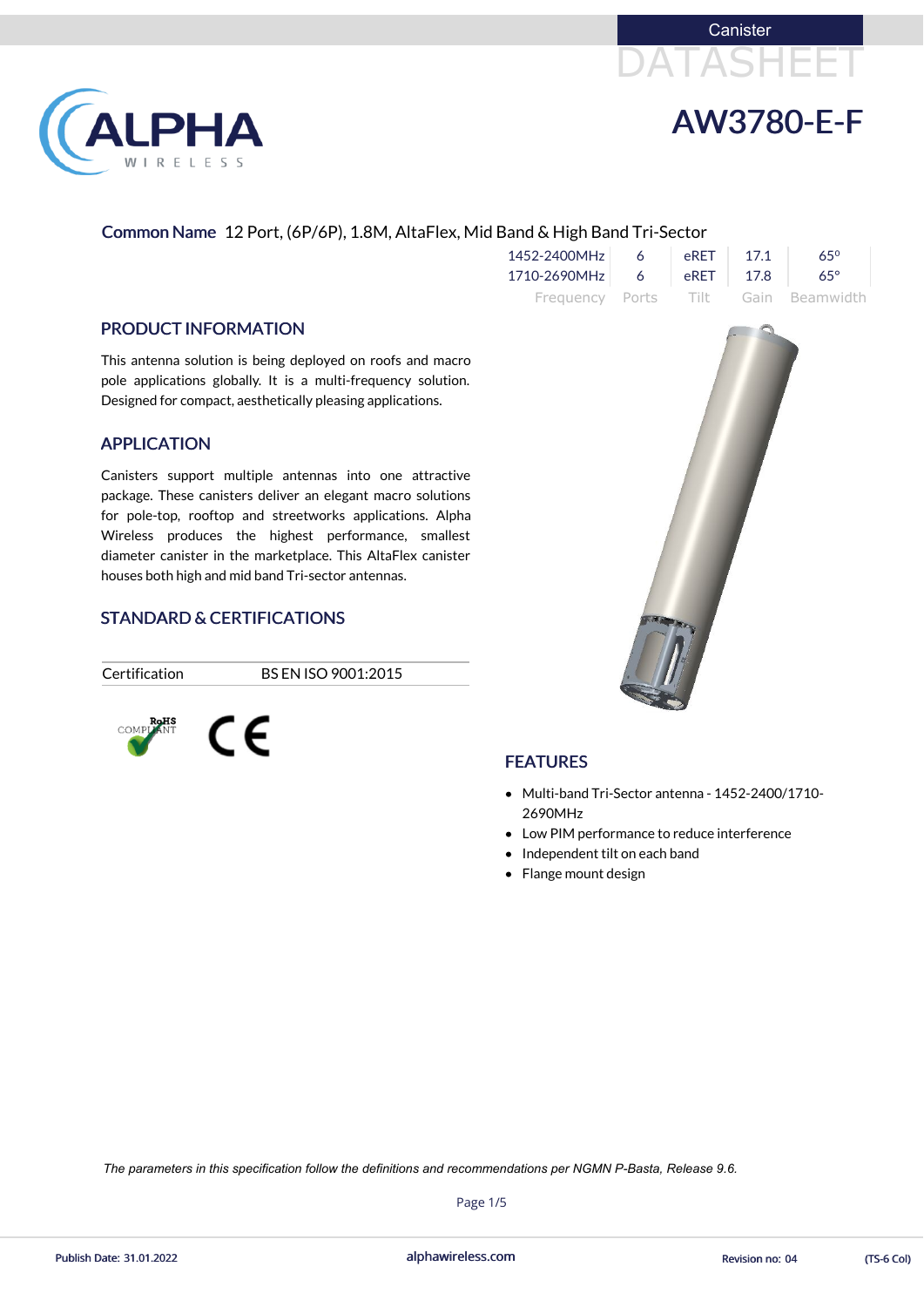Canister

DATASHEET

# AW3780-E-F

**Common Name** 12 Port, (6P/6P), 1.8M, AltaFlex, Mid Band & High Band Tri-Sector

| Frequency | Ports | Tilt | Gain | Beamwidth |
|---|---|---|---|---|
| 1452-2400MHz | 6 | eRET | 17.1 | 65° |
| 1710-2690MHz | 6 | eRET | 17.8 | 65° |

## PRODUCT INFORMATION

This antenna solution is being deployed on roofs and macro pole applications globally. It is a multi-frequency solution. Designed for compact, aesthetically pleasing applications.

## APPLICATION

Canisters support multiple antennas into one attractive package. These canisters deliver an elegant macro solutions for pole-top, rooftop and streetworks applications. Alpha Wireless produces the highest performance, smallest diameter canister in the marketplace. This AltaFlex canister houses both high and mid band Tri-sector antennas.

## STANDARD & CERTIFICATIONS

| Certification | BS EN ISO 9001:2015 |
|---|---|

## FEATURES

- Multi-band Tri-Sector antenna - 1452-2400/1710-2690MHz
- Low PIM performance to reduce interference
- Independent tilt on each band
- Flange mount design

*The parameters in this specification follow the definitions and recommendations per NGMN P-Basta, Release 9.6.*

Publish Date: 31.01.2022 | alphawireless.com | Revision no: 04 | (TS-6 Col)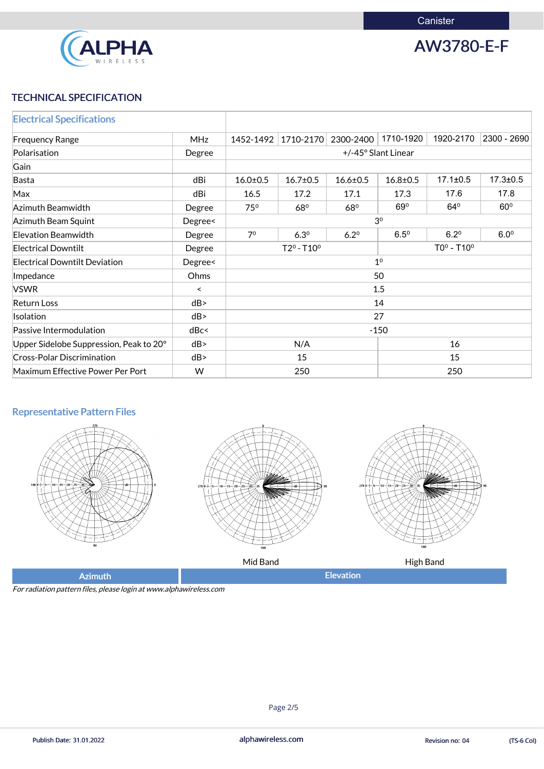Canister

# AW3780-E-F

## TECHNICAL SPECIFICATION

| Electrical Specifications | | | | | | | |
|---|---|---|---|---|---|---|---|
| Frequency Range | MHz | 1452-1492 | 1710-2170 | 2300-2400 | 1710-1920 | 1920-2170 | 2300 - 2690 |
| Polarisation | Degree | +/-45° Slant Linear | | | | | |
| Gain | | | | | | | |
| Basta | dBi | 16.0±0.5 | 16.7±0.5 | 16.6±0.5 | 16.8±0.5 | 17.1±0.5 | 17.3±0.5 |
| Max | dBi | 16.5 | 17.2 | 17.1 | 17.3 | 17.6 | 17.8 |
| Azimuth Beamwidth | Degree | 75° | 68° | 68° | 69° | 64° | 60° |
| Azimuth Beam Squint | Degree< | 3° | | | | | |
| Elevation Beamwidth | Degree | 7° | 6.3° | 6.2° | 6.5° | 6.2° | 6.0° |
| Electrical Downtilt | Degree | T2° - T10° | | | T0° - T10° | | |
| Electrical Downtilt Deviation | Degree< | 1° | | | | | |
| Impedance | Ohms | 50 | | | | | |
| VSWR | < | 1.5 | | | | | |
| Return Loss | dB> | 14 | | | | | |
| Isolation | dB> | 27 | | | | | |
| Passive Intermodulation | dBc< | -150 | | | | | |
| Upper Sidelobe Suppression, Peak to 20° | dB> | N/A | | | 16 | | |
| Cross-Polar Discrimination | dB> | 15 | | | 15 | | |
| Maximum Effective Power Per Port | W | 250 | | | 250 | | |

### Representative Pattern Files

Mid Band

High Band

| Azimuth | Elevation |
|---|---|

*For radiation pattern files, please login at www.alphawireless.com*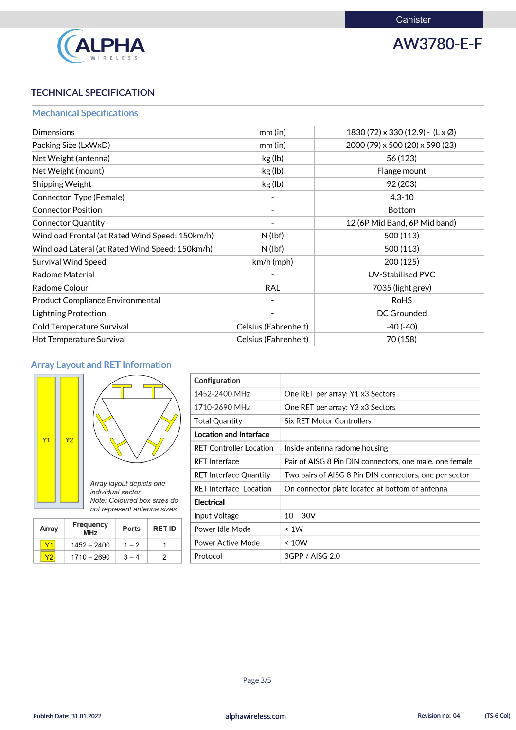Canister

# AW3780-E-F

## TECHNICAL SPECIFICATION

| Mechanical Specifications | | |
|---|---|---|
| Dimensions | mm (in) | 1830 (72) x 330 (12.9) - (L x Ø) |
| Packing Size (LxWxD) | mm (in) | 2000 (79) x 500 (20) x 590 (23) |
| Net Weight (antenna) | kg (lb) | 56 (123) |
| Net Weight (mount) | kg (lb) | Flange mount |
| Shipping Weight | kg (lb) | 92 (203) |
| Connector Type (Female) | - | 4.3-10 |
| Connector Position | - | Bottom |
| Connector Quantity | - | 12 (6P Mid Band, 6P Mid band) |
| Windload Frontal (at Rated Wind Speed: 150km/h) | N (lbf) | 500 (113) |
| Windload Lateral (at Rated Wind Speed: 150km/h) | N (lbf) | 500 (113) |
| Survival Wind Speed | km/h (mph) | 200 (125) |
| Radome Material | - | UV-Stabilised PVC |
| Radome Colour | RAL | 7035 (light grey) |
| Product Compliance Environmental | - | RoHS |
| Lightning Protection | - | DC Grounded |
| Cold Temperature Survival | Celsius (Fahrenheit) | -40 (-40) |
| Hot Temperature Survival | Celsius (Fahrenheit) | 70 (158) |

### Array Layout and RET Information

Y1 Y2

*Array layout depicts one individual sector.*
*Note: Coloured box sizes do not represent antenna sizes.*

| Array | Frequency MHz | Ports | RET ID |
|---|---|---|---|
| Y1 | 1452 – 2400 | 1 – 2 | 1 |
| Y2 | 1710 – 2690 | 3 – 4 | 2 |

| **Configuration** | |
|---|---|
| 1452-2400 MHz | One RET per array: Y1 x3 Sectors |
| 1710-2690 MHz | One RET per array: Y2 x3 Sectors |
| Total Quantity | Six RET Motor Controllers |
| **Location and Interface** | |
| RET Controller Location | Inside antenna radome housing |
| RET Interface | Pair of AISG 8 Pin DIN connectors, one male, one female |
| RET Interface Quantity | Two pairs of AISG 8 Pin DIN connectors, one per sector |
| RET Interface Location | On connector plate located at bottom of antenna |
| **Electrical** | |
| Input Voltage | 10 – 30V |
| Power Idle Mode | < 1W |
| Power Active Mode | < 10W |
| Protocol | 3GPP / AISG 2.0 |

Publish Date: 31.01.2022 alphawireless.com Revision no: 04 (TS-6 Col)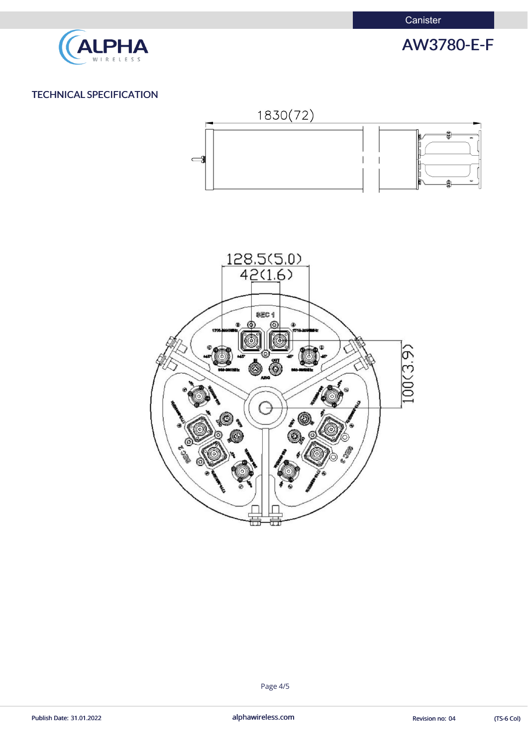Canister

# AW3780-E-F

## TECHNICAL SPECIFICATION

1830(72)

128.5(5.0)

42(1.6)

100(3.9)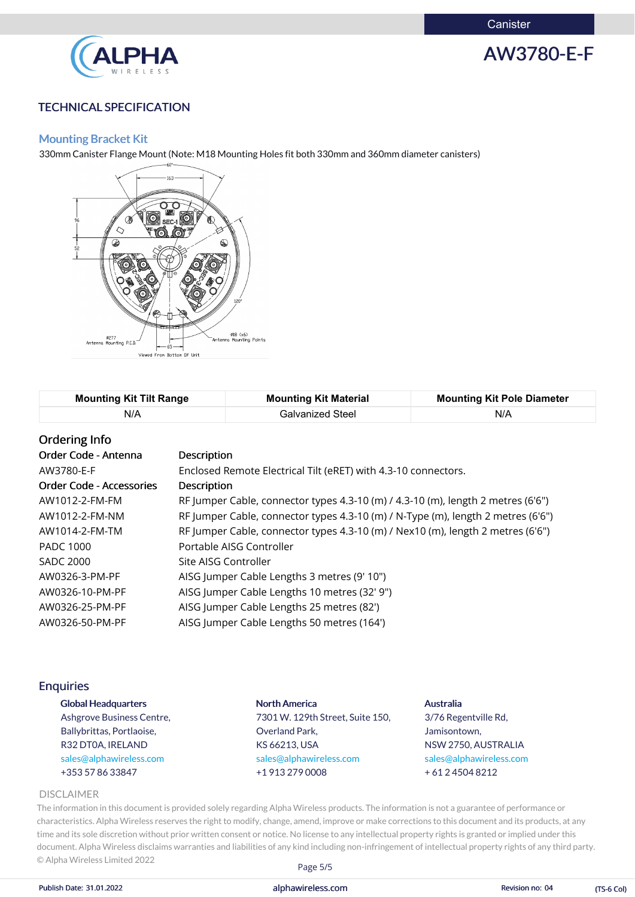Canister

# AW3780-E-F

## TECHNICAL SPECIFICATION

### Mounting Bracket Kit

330mm Canister Flange Mount (Note: M18 Mounting Holes fit both 330mm and 360mm diameter canisters)

60°
163
96
52
SEC-1
SEC-2
SEC-3
120°
Ø277
Antenna Mounting P.C.D.
Ø18 (x6)
Antenna Mounting Points
65
Viewed From Botton Of Unit

| Mounting Kit Tilt Range | Mounting Kit Material | Mounting Kit Pole Diameter |
|---|---|---|
| N/A | Galvanized Steel | N/A |

## Ordering Info

| Order Code - Antenna | Description |
|---|---|
| AW3780-E-F | Enclosed Remote Electrical Tilt (eRET) with 4.3-10 connectors. |
| **Order Code - Accessories** | **Description** |
| AW1012-2-FM-FM | RF Jumper Cable, connector types 4.3-10 (m) / 4.3-10 (m), length 2 metres (6'6") |
| AW1012-2-FM-NM | RF Jumper Cable, connector types 4.3-10 (m) / N-Type (m), length 2 metres (6'6") |
| AW1014-2-FM-TM | RF Jumper Cable, connector types 4.3-10 (m) / Nex10 (m), length 2 metres (6'6") |
| PADC 1000 | Portable AISG Controller |
| SADC 2000 | Site AISG Controller |
| AW0326-3-PM-PF | AISG Jumper Cable Lengths 3 metres (9' 10") |
| AW0326-10-PM-PF | AISG Jumper Cable Lengths 10 metres (32' 9") |
| AW0326-25-PM-PF | AISG Jumper Cable Lengths 25 metres (82') |
| AW0326-50-PM-PF | AISG Jumper Cable Lengths 50 metres (164') |

## Enquiries

**Global Headquarters**
Ashgrove Business Centre,
Ballybrittas, Portlaoise,
R32 DT0A, IRELAND
sales@alphawireless.com
+353 57 86 33847

**North America**
7301 W. 129th Street, Suite 150,
Overland Park,
KS 66213, USA
sales@alphawireless.com
+1 913 279 0008

**Australia**
3/76 Regentville Rd,
Jamisontown,
NSW 2750, AUSTRALIA
sales@alphawireless.com
+ 61 2 4504 8212

DISCLAIMER

The information in this document is provided solely regarding Alpha Wireless products. The information is not a guarantee of performance or characteristics. Alpha Wireless reserves the right to modify, change, amend, improve or make corrections to this document and its products, at any time and its sole discretion without prior written consent or notice. No license to any intellectual property rights is granted or implied under this document. Alpha Wireless disclaims warranties and liabilities of any kind including non-infringement of intellectual property rights of any third party.
© Alpha Wireless Limited 2022

Publish Date: 31.01.2022 | alphawireless.com | Revision no: 04 | (TS-6 Col)